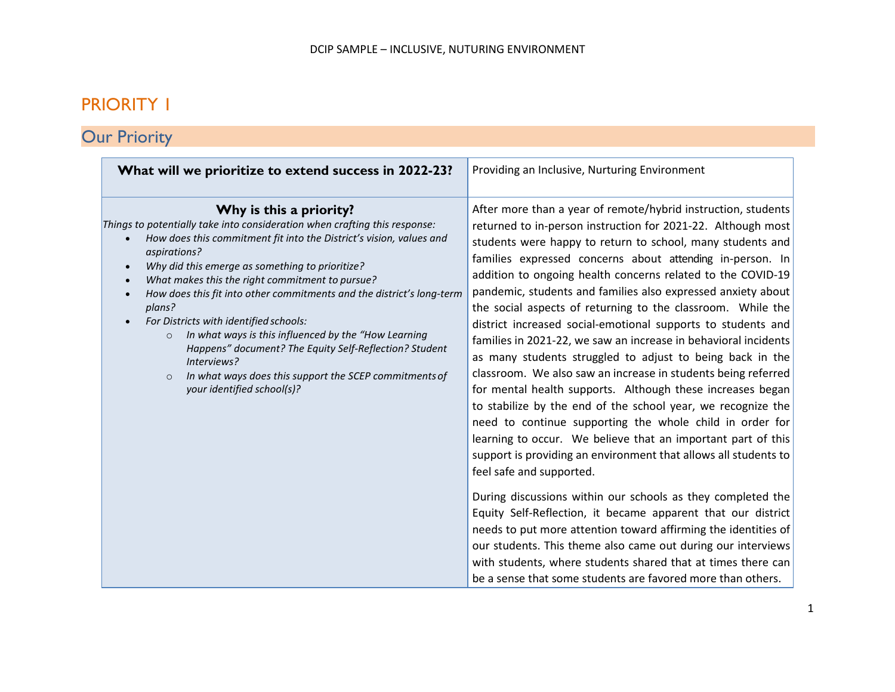# PRIORITY 1

## Our Priority

| What will we prioritize to extend success in 2022-23? | Providing an Inclusive, Nurturing Environment |
|---|---|
| **Why is this a priority?**<br>*Things to potentially take into consideration when crafting this response:*<br>• *How does this commitment fit into the District's vision, values and aspirations?*<br>• *Why did this emerge as something to prioritize?*<br>• *What makes this the right commitment to pursue?*<br>• *How does this fit into other commitments and the district's long-term plans?*<br>• *For Districts with identified schools:*<br>&nbsp;&nbsp;&nbsp;&nbsp;○ *In what ways is this influenced by the "How Learning Happens" document? The Equity Self-Reflection? Student Interviews?*<br>&nbsp;&nbsp;&nbsp;&nbsp;○ *In what ways does this support the SCEP commitments of your identified school(s)?* | After more than a year of remote/hybrid instruction, students returned to in-person instruction for 2021-22. Although most students were happy to return to school, many students and families expressed concerns about attending in-person. In addition to ongoing health concerns related to the COVID-19 pandemic, students and families also expressed anxiety about the social aspects of returning to the classroom. While the district increased social-emotional supports to students and families in 2021-22, we saw an increase in behavioral incidents as many students struggled to adjust to being back in the classroom. We also saw an increase in students being referred for mental health supports. Although these increases began to stabilize by the end of the school year, we recognize the need to continue supporting the whole child in order for learning to occur. We believe that an important part of this support is providing an environment that allows all students to feel safe and supported.<br><br>During discussions within our schools as they completed the Equity Self-Reflection, it became apparent that our district needs to put more attention toward affirming the identities of our students. This theme also came out during our interviews with students, where students shared that at times there can be a sense that some students are favored more than others. |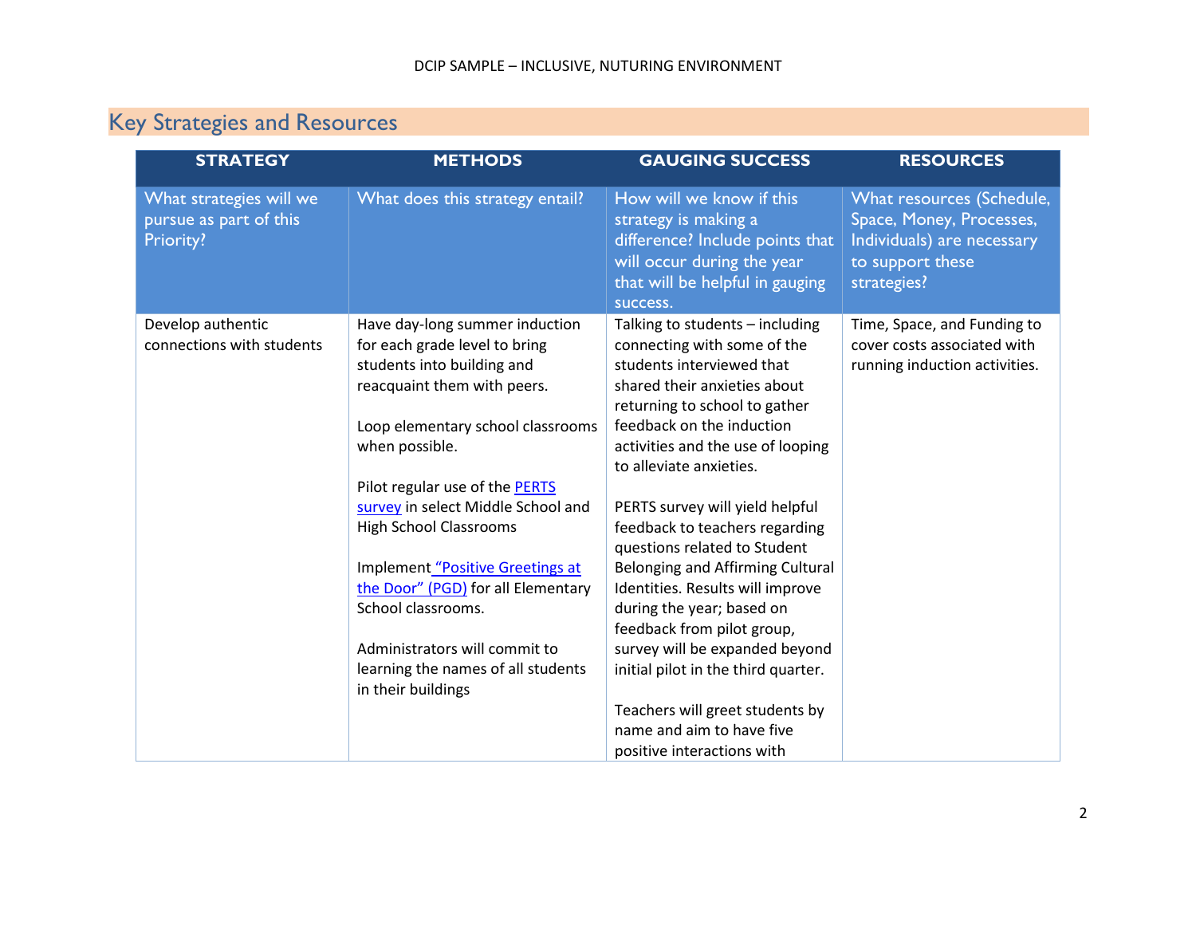## Key Strategies and Resources

| STRATEGY | METHODS | GAUGING SUCCESS | RESOURCES |
|---|---|---|---|
| What strategies will we pursue as part of this Priority? | What does this strategy entail? | How will we know if this strategy is making a difference? Include points that will occur during the year that will be helpful in gauging success. | What resources (Schedule, Space, Money, Processes, Individuals) are necessary to support these strategies? |
| Develop authentic connections with students | Have day-long summer induction for each grade level to bring students into building and reacquaint them with peers.<br><br>Loop elementary school classrooms when possible.<br><br>Pilot regular use of the PERTS survey in select Middle School and High School Classrooms<br><br>Implement "Positive Greetings at the Door" (PGD) for all Elementary School classrooms.<br><br>Administrators will commit to learning the names of all students in their buildings | Talking to students – including connecting with some of the students interviewed that shared their anxieties about returning to school to gather feedback on the induction activities and the use of looping to alleviate anxieties.<br><br>PERTS survey will yield helpful feedback to teachers regarding questions related to Student Belonging and Affirming Cultural Identities. Results will improve during the year; based on feedback from pilot group, survey will be expanded beyond initial pilot in the third quarter.<br><br>Teachers will greet students by name and aim to have five positive interactions with | Time, Space, and Funding to cover costs associated with running induction activities. |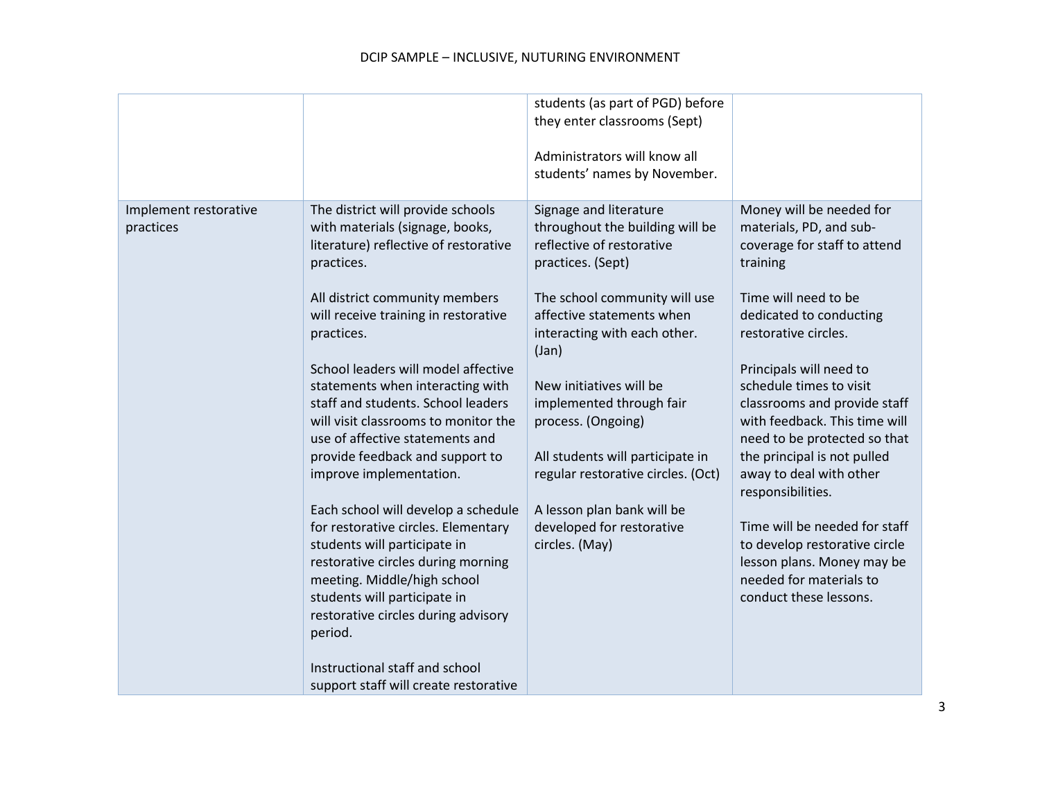| | | | |
|---|---|---|---|
| | | students (as part of PGD) before they enter classrooms (Sept)<br><br>Administrators will know all students' names by November. | |
| Implement restorative practices | The district will provide schools with materials (signage, books, literature) reflective of restorative practices.<br><br>All district community members will receive training in restorative practices.<br><br>School leaders will model affective statements when interacting with staff and students. School leaders will visit classrooms to monitor the use of affective statements and provide feedback and support to improve implementation.<br><br>Each school will develop a schedule for restorative circles. Elementary students will participate in restorative circles during morning meeting. Middle/high school students will participate in restorative circles during advisory period.<br><br>Instructional staff and school support staff will create restorative | Signage and literature throughout the building will be reflective of restorative practices. (Sept)<br><br>The school community will use affective statements when interacting with each other. (Jan)<br><br>New initiatives will be implemented through fair process. (Ongoing)<br><br>All students will participate in regular restorative circles. (Oct)<br><br>A lesson plan bank will be developed for restorative circles. (May) | Money will be needed for materials, PD, and sub-coverage for staff to attend training<br><br>Time will need to be dedicated to conducting restorative circles.<br><br>Principals will need to schedule times to visit classrooms and provide staff with feedback. This time will need to be protected so that the principal is not pulled away to deal with other responsibilities.<br><br>Time will be needed for staff to develop restorative circle lesson plans. Money may be needed for materials to conduct these lessons. |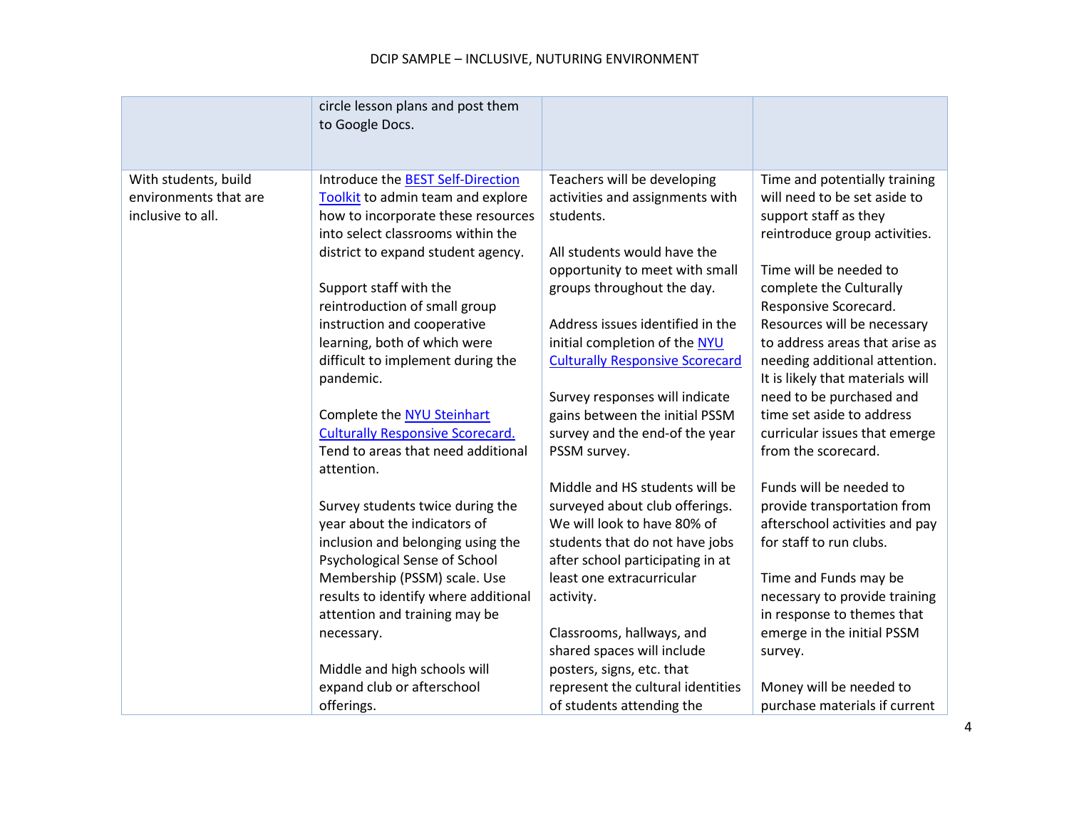| | | | |
|---|---|---|---|
| | circle lesson plans and post them to Google Docs. | | |
| With students, build environments that are inclusive to all. | Introduce the [BEST Self-Direction Toolkit]() to admin team and explore how to incorporate these resources into select classrooms within the district to expand student agency.<br><br>Support staff with the reintroduction of small group instruction and cooperative learning, both of which were difficult to implement during the pandemic.<br><br>Complete the [NYU Steinhart Culturally Responsive Scorecard.]() Tend to areas that need additional attention.<br><br>Survey students twice during the year about the indicators of inclusion and belonging using the Psychological Sense of School Membership (PSSM) scale. Use results to identify where additional attention and training may be necessary.<br><br>Middle and high schools will expand club or afterschool offerings. | Teachers will be developing activities and assignments with students.<br><br>All students would have the opportunity to meet with small groups throughout the day.<br><br>Address issues identified in the initial completion of the [NYU Culturally Responsive Scorecard]()<br><br>Survey responses will indicate gains between the initial PSSM survey and the end-of the year PSSM survey.<br><br>Middle and HS students will be surveyed about club offerings. We will look to have 80% of students that do not have jobs after school participating in at least one extracurricular activity.<br><br>Classrooms, hallways, and shared spaces will include posters, signs, etc. that represent the cultural identities of students attending the | Time and potentially training will need to be set aside to support staff as they reintroduce group activities.<br><br>Time will be needed to complete the Culturally Responsive Scorecard. Resources will be necessary to address areas that arise as needing additional attention. It is likely that materials will need to be purchased and time set aside to address curricular issues that emerge from the scorecard.<br><br>Funds will be needed to provide transportation from afterschool activities and pay for staff to run clubs.<br><br>Time and Funds may be necessary to provide training in response to themes that emerge in the initial PSSM survey.<br><br>Money will be needed to purchase materials if current |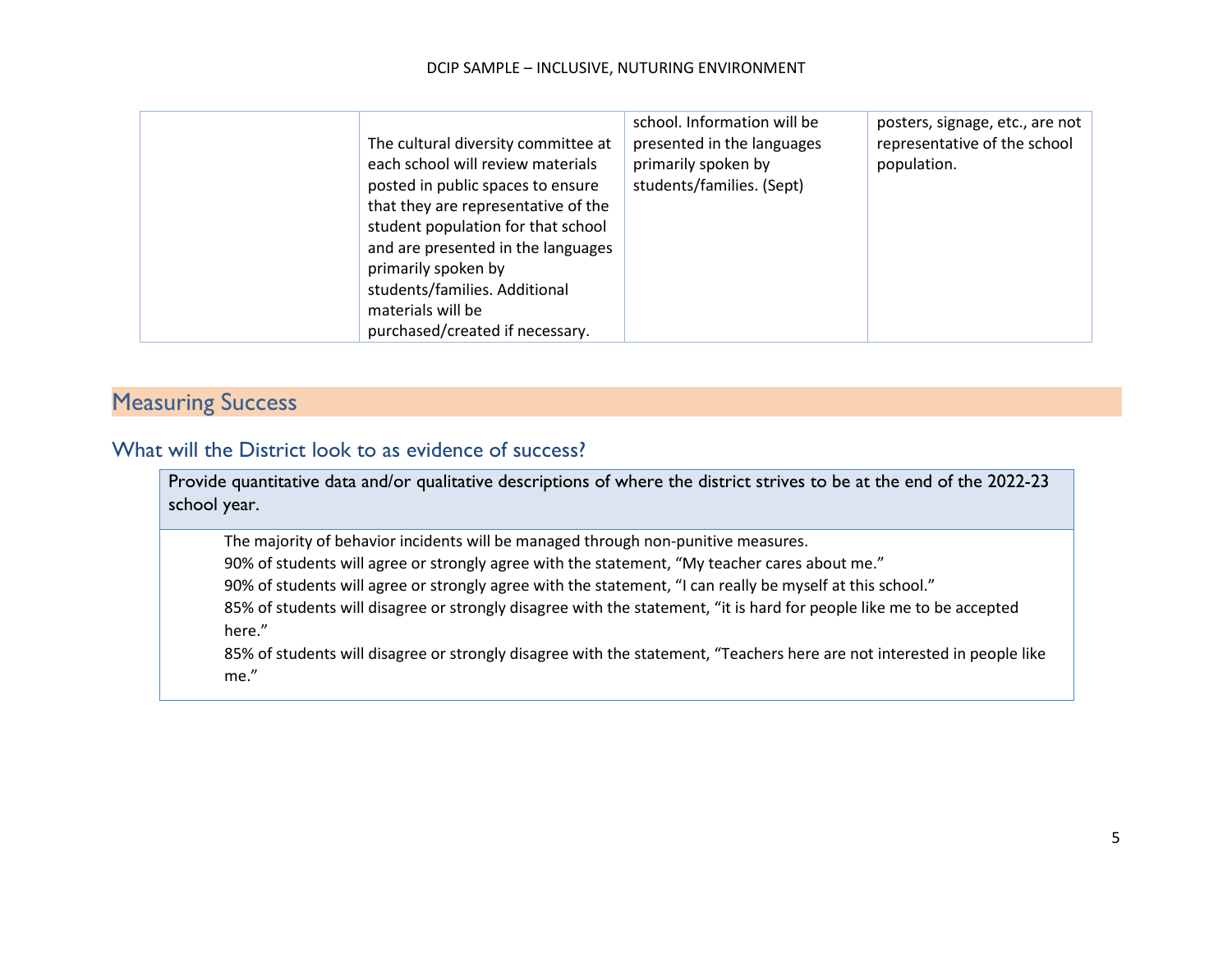| | | | |
|---|---|---|---|
| | The cultural diversity committee at each school will review materials posted in public spaces to ensure that they are representative of the student population for that school and are presented in the languages primarily spoken by students/families. Additional materials will be purchased/created if necessary. | school. Information will be presented in the languages primarily spoken by students/families. (Sept) | posters, signage, etc., are not representative of the school population. |

## Measuring Success

### What will the District look to as evidence of success?

Provide quantitative data and/or qualitative descriptions of where the district strives to be at the end of the 2022-23 school year.

The majority of behavior incidents will be managed through non-punitive measures.
90% of students will agree or strongly agree with the statement, “My teacher cares about me.”
90% of students will agree or strongly agree with the statement, “I can really be myself at this school.”
85% of students will disagree or strongly disagree with the statement, “it is hard for people like me to be accepted here.”
85% of students will disagree or strongly disagree with the statement, “Teachers here are not interested in people like me.”